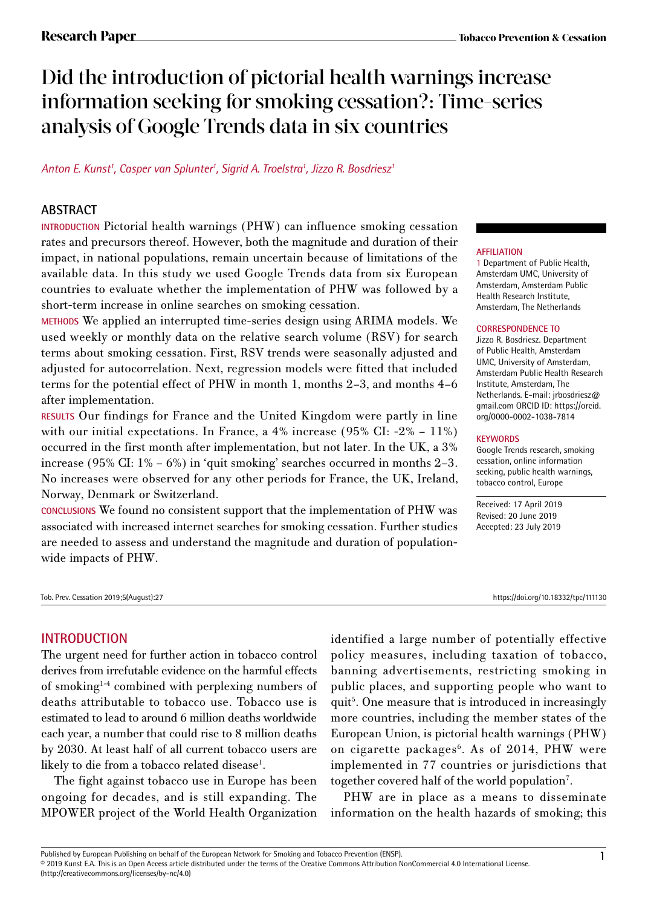# Did the introduction of pictorial health warnings increase information seeking for smoking cessation?: Time-series analysis of Google Trends data in six countries

*Anton E. Kunst[1], Casper van Splunter[1], Sigrid A. Troelstra[1], Jizzo R. Bosdriesz[1]*

## ABSTRACT

**INTRODUCTION** Pictorial health warnings (PHW) can influence smoking cessation rates and precursors thereof. However, both the magnitude and duration of their impact, in national populations, remain uncertain because of limitations of the available data. In this study we used Google Trends data from six European countries to evaluate whether the implementation of PHW was followed by a short-term increase in online searches on smoking cessation.

**METHODS** We applied an interrupted time-series design using ARIMA models. We used weekly or monthly data on the relative search volume (RSV) for search terms about smoking cessation. First, RSV trends were seasonally adjusted and adjusted for autocorrelation. Next, regression models were fitted that included terms for the potential effect of PHW in month 1, months 2–3, and months 4–6 after implementation.

**RESULTS** Our findings for France and the United Kingdom were partly in line with our initial expectations. In France, a 4% increase (95% CI: -2% – 11%) occurred in the first month after implementation, but not later. In the UK, a 3% increase (95% CI: 1% – 6%) in 'quit smoking' searches occurred in months 2–3. No increases were observed for any other periods for France, the UK, Ireland, Norway, Denmark or Switzerland.

**CONCLUSIONS** We found no consistent support that the implementation of PHW was associated with increased internet searches for smoking cessation. Further studies are needed to assess and understand the magnitude and duration of population-wide impacts of PHW.

**AFFILIATION**
1 Department of Public Health, Amsterdam UMC, University of Amsterdam, Amsterdam Public Health Research Institute, Amsterdam, The Netherlands

**CORRESPONDENCE TO**
Jizzo R. Bosdriesz. Department of Public Health, Amsterdam UMC, University of Amsterdam, Amsterdam Public Health Research Institute, Amsterdam, The Netherlands. E-mail: jrbosdriesz@gmail.com ORCID ID: https://orcid.org/0000-0002-1038-7814

**KEYWORDS**
Google Trends research, smoking cessation, online information seeking, public health warnings, tobacco control, Europe

Received: 17 April 2019
Revised: 20 June 2019
Accepted: 23 July 2019

Tob. Prev. Cessation 2019;5(August):27 https://doi.org/10.18332/tpc/111130

## INTRODUCTION

The urgent need for further action in tobacco control derives from irrefutable evidence on the harmful effects of smoking[1-4] combined with perplexing numbers of deaths attributable to tobacco use. Tobacco use is estimated to lead to around 6 million deaths worldwide each year, a number that could rise to 8 million deaths by 2030. At least half of all current tobacco users are likely to die from a tobacco related disease[1].

The fight against tobacco use in Europe has been ongoing for decades, and is still expanding. The MPOWER project of the World Health Organization identified a large number of potentially effective policy measures, including taxation of tobacco, banning advertisements, restricting smoking in public places, and supporting people who want to quit[5]. One measure that is introduced in increasingly more countries, including the member states of the European Union, is pictorial health warnings (PHW) on cigarette packages[6]. As of 2014, PHW were implemented in 77 countries or jurisdictions that together covered half of the world population[7].

PHW are in place as a means to disseminate information on the health hazards of smoking; this

Published by European Publishing on behalf of the European Network for Smoking and Tobacco Prevention (ENSP).
© 2019 Kunst E.A. This is an Open Access article distributed under the terms of the Creative Commons Attribution NonCommercial 4.0 International License. (http://creativecommons.org/licenses/by-nc/4.0)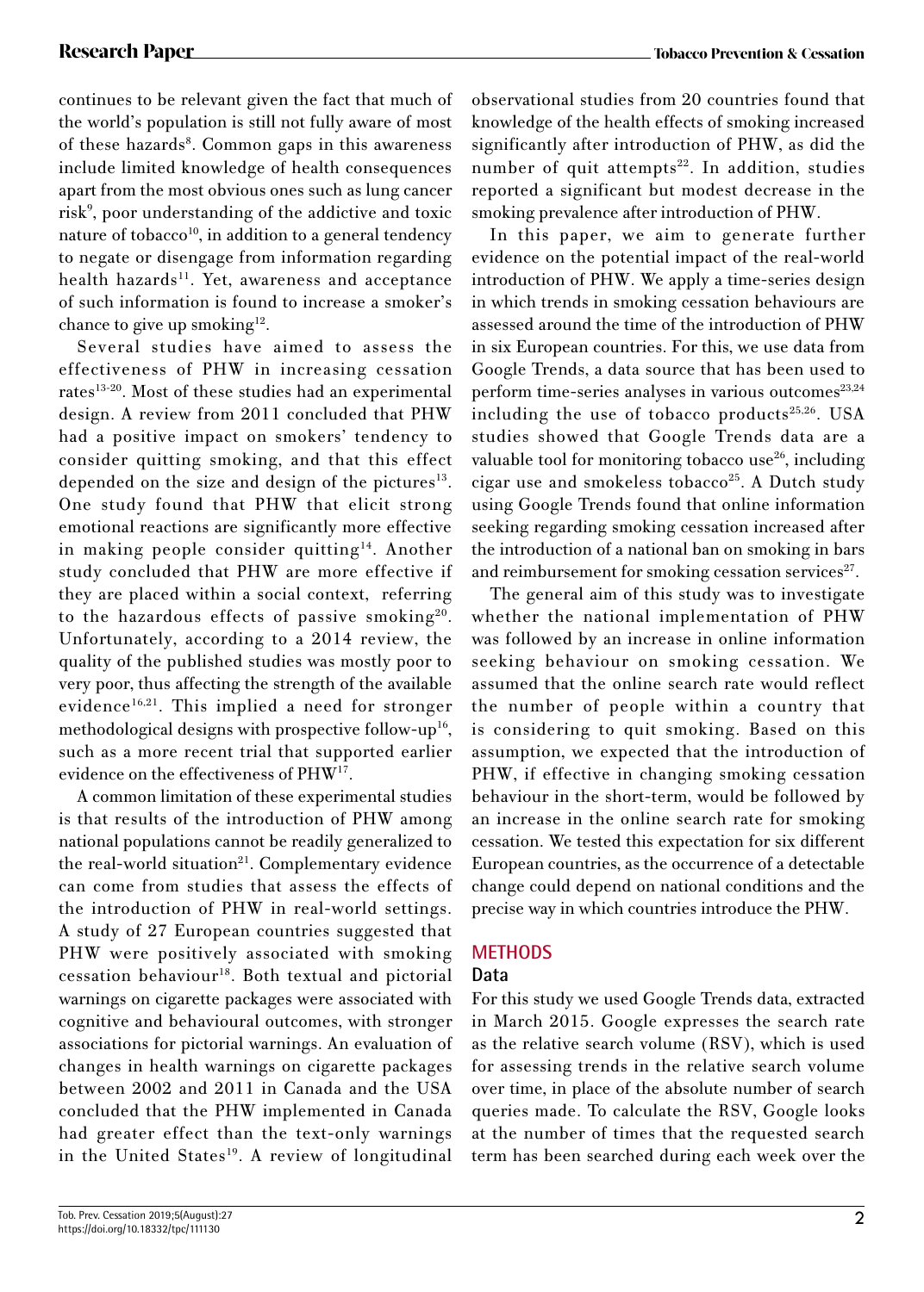continues to be relevant given the fact that much of the world's population is still not fully aware of most of these hazards[8]. Common gaps in this awareness include limited knowledge of health consequences apart from the most obvious ones such as lung cancer risk[9], poor understanding of the addictive and toxic nature of tobacco[10], in addition to a general tendency to negate or disengage from information regarding health hazards[11]. Yet, awareness and acceptance of such information is found to increase a smoker's chance to give up smoking[12].

Several studies have aimed to assess the effectiveness of PHW in increasing cessation rates[13-20]. Most of these studies had an experimental design. A review from 2011 concluded that PHW had a positive impact on smokers' tendency to consider quitting smoking, and that this effect depended on the size and design of the pictures[13]. One study found that PHW that elicit strong emotional reactions are significantly more effective in making people consider quitting[14]. Another study concluded that PHW are more effective if they are placed within a social context, referring to the hazardous effects of passive smoking[20]. Unfortunately, according to a 2014 review, the quality of the published studies was mostly poor to very poor, thus affecting the strength of the available evidence[16,21]. This implied a need for stronger methodological designs with prospective follow-up[16], such as a more recent trial that supported earlier evidence on the effectiveness of PHW[17].

A common limitation of these experimental studies is that results of the introduction of PHW among national populations cannot be readily generalized to the real-world situation[21]. Complementary evidence can come from studies that assess the effects of the introduction of PHW in real-world settings. A study of 27 European countries suggested that PHW were positively associated with smoking cessation behaviour[18]. Both textual and pictorial warnings on cigarette packages were associated with cognitive and behavioural outcomes, with stronger associations for pictorial warnings. An evaluation of changes in health warnings on cigarette packages between 2002 and 2011 in Canada and the USA concluded that the PHW implemented in Canada had greater effect than the text-only warnings in the United States[19]. A review of longitudinal observational studies from 20 countries found that knowledge of the health effects of smoking increased significantly after introduction of PHW, as did the number of quit attempts[22]. In addition, studies reported a significant but modest decrease in the smoking prevalence after introduction of PHW.

In this paper, we aim to generate further evidence on the potential impact of the real-world introduction of PHW. We apply a time-series design in which trends in smoking cessation behaviours are assessed around the time of the introduction of PHW in six European countries. For this, we use data from Google Trends, a data source that has been used to perform time-series analyses in various outcomes[23,24] including the use of tobacco products[25,26]. USA studies showed that Google Trends data are a valuable tool for monitoring tobacco use[26], including cigar use and smokeless tobacco[25]. A Dutch study using Google Trends found that online information seeking regarding smoking cessation increased after the introduction of a national ban on smoking in bars and reimbursement for smoking cessation services[27].

The general aim of this study was to investigate whether the national implementation of PHW was followed by an increase in online information seeking behaviour on smoking cessation. We assumed that the online search rate would reflect the number of people within a country that is considering to quit smoking. Based on this assumption, we expected that the introduction of PHW, if effective in changing smoking cessation behaviour in the short-term, would be followed by an increase in the online search rate for smoking cessation. We tested this expectation for six different European countries, as the occurrence of a detectable change could depend on national conditions and the precise way in which countries introduce the PHW.

## METHODS

### Data

For this study we used Google Trends data, extracted in March 2015. Google expresses the search rate as the relative search volume (RSV), which is used for assessing trends in the relative search volume over time, in place of the absolute number of search queries made. To calculate the RSV, Google looks at the number of times that the requested search term has been searched during each week over the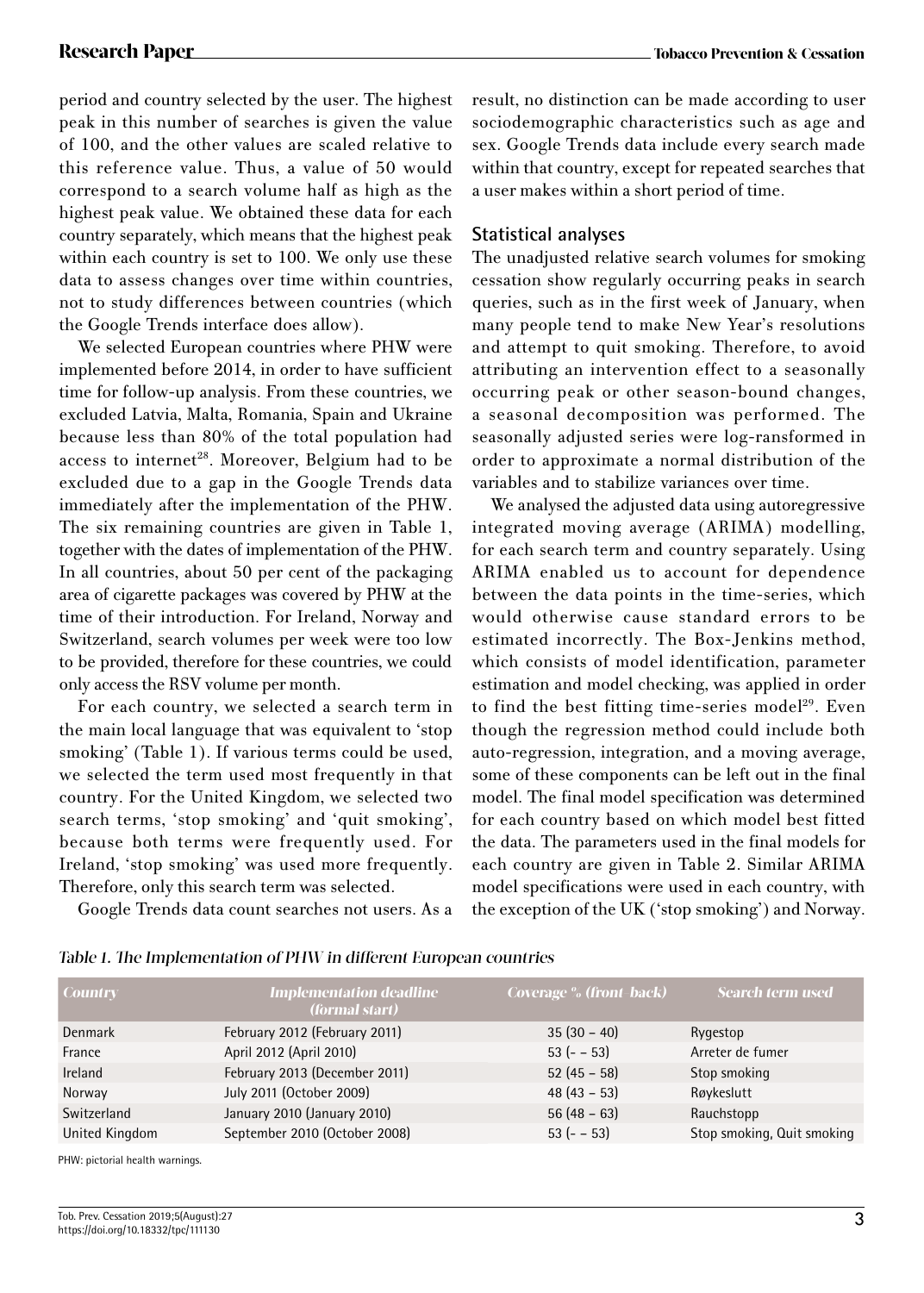period and country selected by the user. The highest peak in this number of searches is given the value of 100, and the other values are scaled relative to this reference value. Thus, a value of 50 would correspond to a search volume half as high as the highest peak value. We obtained these data for each country separately, which means that the highest peak within each country is set to 100. We only use these data to assess changes over time within countries, not to study differences between countries (which the Google Trends interface does allow).

We selected European countries where PHW were implemented before 2014, in order to have sufficient time for follow-up analysis. From these countries, we excluded Latvia, Malta, Romania, Spain and Ukraine because less than 80% of the total population had access to internet[28]. Moreover, Belgium had to be excluded due to a gap in the Google Trends data immediately after the implementation of the PHW. The six remaining countries are given in Table 1, together with the dates of implementation of the PHW. In all countries, about 50 per cent of the packaging area of cigarette packages was covered by PHW at the time of their introduction. For Ireland, Norway and Switzerland, search volumes per week were too low to be provided, therefore for these countries, we could only access the RSV volume per month.

For each country, we selected a search term in the main local language that was equivalent to 'stop smoking' (Table 1). If various terms could be used, we selected the term used most frequently in that country. For the United Kingdom, we selected two search terms, 'stop smoking' and 'quit smoking', because both terms were frequently used. For Ireland, 'stop smoking' was used more frequently. Therefore, only this search term was selected.

Google Trends data count searches not users. As a result, no distinction can be made according to user sociodemographic characteristics such as age and sex. Google Trends data include every search made within that country, except for repeated searches that a user makes within a short period of time.

## Statistical analyses

The unadjusted relative search volumes for smoking cessation show regularly occurring peaks in search queries, such as in the first week of January, when many people tend to make New Year's resolutions and attempt to quit smoking. Therefore, to avoid attributing an intervention effect to a seasonally occurring peak or other season-bound changes, a seasonal decomposition was performed. The seasonally adjusted series were log-ransformed in order to approximate a normal distribution of the variables and to stabilize variances over time.

We analysed the adjusted data using autoregressive integrated moving average (ARIMA) modelling, for each search term and country separately. Using ARIMA enabled us to account for dependence between the data points in the time-series, which would otherwise cause standard errors to be estimated incorrectly. The Box-Jenkins method, which consists of model identification, parameter estimation and model checking, was applied in order to find the best fitting time-series model[29]. Even though the regression method could include both auto-regression, integration, and a moving average, some of these components can be left out in the final model. The final model specification was determined for each country based on which model best fitted the data. The parameters used in the final models for each country are given in Table 2. Similar ARIMA model specifications were used in each country, with the exception of the UK ('stop smoking') and Norway.

*Table 1. The Implementation of PHW in different European countries*

| Country | Implementation deadline (formal start) | Coverage % (front-back) | Search term used |
|---|---|---|---|
| Denmark | February 2012 (February 2011) | 35 (30 – 40) | Rygestop |
| France | April 2012 (April 2010) | 53 (- – 53) | Arreter de fumer |
| Ireland | February 2013 (December 2011) | 52 (45 – 58) | Stop smoking |
| Norway | July 2011 (October 2009) | 48 (43 – 53) | Røykeslutt |
| Switzerland | January 2010 (January 2010) | 56 (48 – 63) | Rauchstopp |
| United Kingdom | September 2010 (October 2008) | 53 (- – 53) | Stop smoking, Quit smoking |

PHW: pictorial health warnings.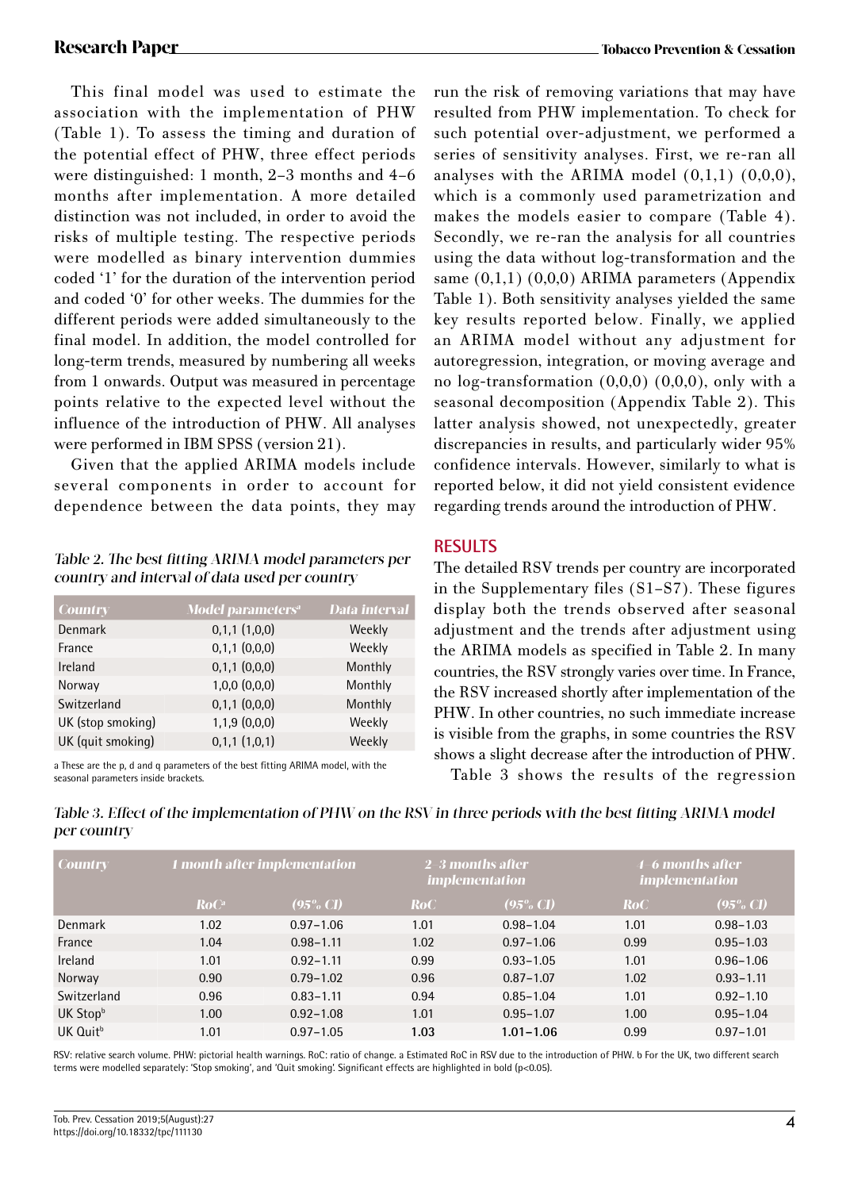This final model was used to estimate the association with the implementation of PHW (Table 1). To assess the timing and duration of the potential effect of PHW, three effect periods were distinguished: 1 month, 2–3 months and 4–6 months after implementation. A more detailed distinction was not included, in order to avoid the risks of multiple testing. The respective periods were modelled as binary intervention dummies coded '1' for the duration of the intervention period and coded '0' for other weeks. The dummies for the different periods were added simultaneously to the final model. In addition, the model controlled for long-term trends, measured by numbering all weeks from 1 onwards. Output was measured in percentage points relative to the expected level without the influence of the introduction of PHW. All analyses were performed in IBM SPSS (version 21).

Given that the applied ARIMA models include several components in order to account for dependence between the data points, they may run the risk of removing variations that may have resulted from PHW implementation. To check for such potential over-adjustment, we performed a series of sensitivity analyses. First, we re-ran all analyses with the ARIMA model (0,1,1) (0,0,0), which is a commonly used parametrization and makes the models easier to compare (Table 4). Secondly, we re-ran the analysis for all countries using the data without log-transformation and the same (0,1,1) (0,0,0) ARIMA parameters (Appendix Table 1). Both sensitivity analyses yielded the same key results reported below. Finally, we applied an ARIMA model without any adjustment for autoregression, integration, or moving average and no log-transformation (0,0,0) (0,0,0), only with a seasonal decomposition (Appendix Table 2). This latter analysis showed, not unexpectedly, greater discrepancies in results, and particularly wider 95% confidence intervals. However, similarly to what is reported below, it did not yield consistent evidence regarding trends around the introduction of PHW.

*Table 2. The best fitting ARIMA model parameters per country and interval of data used per country*

| Country | Model parameters[a] | Data interval |
|---|---|---|
| Denmark | 0,1,1 (1,0,0) | Weekly |
| France | 0,1,1 (0,0,0) | Weekly |
| Ireland | 0,1,1 (0,0,0) | Monthly |
| Norway | 1,0,0 (0,0,0) | Monthly |
| Switzerland | 0,1,1 (0,0,0) | Monthly |
| UK (stop smoking) | 1,1,9 (0,0,0) | Weekly |
| UK (quit smoking) | 0,1,1 (1,0,1) | Weekly |

a These are the p, d and q parameters of the best fitting ARIMA model, with the seasonal parameters inside brackets.

## RESULTS

The detailed RSV trends per country are incorporated in the Supplementary files (S1–S7). These figures display both the trends observed after seasonal adjustment and the trends after adjustment using the ARIMA models as specified in Table 2. In many countries, the RSV strongly varies over time. In France, the RSV increased shortly after implementation of the PHW. In other countries, no such immediate increase is visible from the graphs, in some countries the RSV shows a slight decrease after the introduction of PHW.

Table 3 shows the results of the regression

*Table 3. Effect of the implementation of PHW on the RSV in three periods with the best fitting ARIMA model per country*

| Country | 1 month after implementation | | 2–3 months after implementation | | 4–6 months after implementation | |
|---|---|---|---|---|---|---|
| | RoC[a] | (95% CI) | RoC | (95% CI) | RoC | (95% CI) |
| Denmark | 1.02 | 0.97–1.06 | 1.01 | 0.98–1.04 | 1.01 | 0.98–1.03 |
| France | 1.04 | 0.98–1.11 | 1.02 | 0.97–1.06 | 0.99 | 0.95–1.03 |
| Ireland | 1.01 | 0.92–1.11 | 0.99 | 0.93–1.05 | 1.01 | 0.96–1.06 |
| Norway | 0.90 | 0.79–1.02 | 0.96 | 0.87–1.07 | 1.02 | 0.93–1.11 |
| Switzerland | 0.96 | 0.83–1.11 | 0.94 | 0.85–1.04 | 1.01 | 0.92–1.10 |
| UK Stop[b] | 1.00 | 0.92–1.08 | 1.01 | 0.95–1.07 | 1.00 | 0.95–1.04 |
| UK Quit[b] | 1.01 | 0.97–1.05 | **1.03** | **1.01–1.06** | 0.99 | 0.97–1.01 |

RSV: relative search volume. PHW: pictorial health warnings. RoC: ratio of change. a Estimated RoC in RSV due to the introduction of PHW. b For the UK, two different search terms were modelled separately: 'Stop smoking', and 'Quit smoking'. Significant effects are highlighted in bold (p<0.05).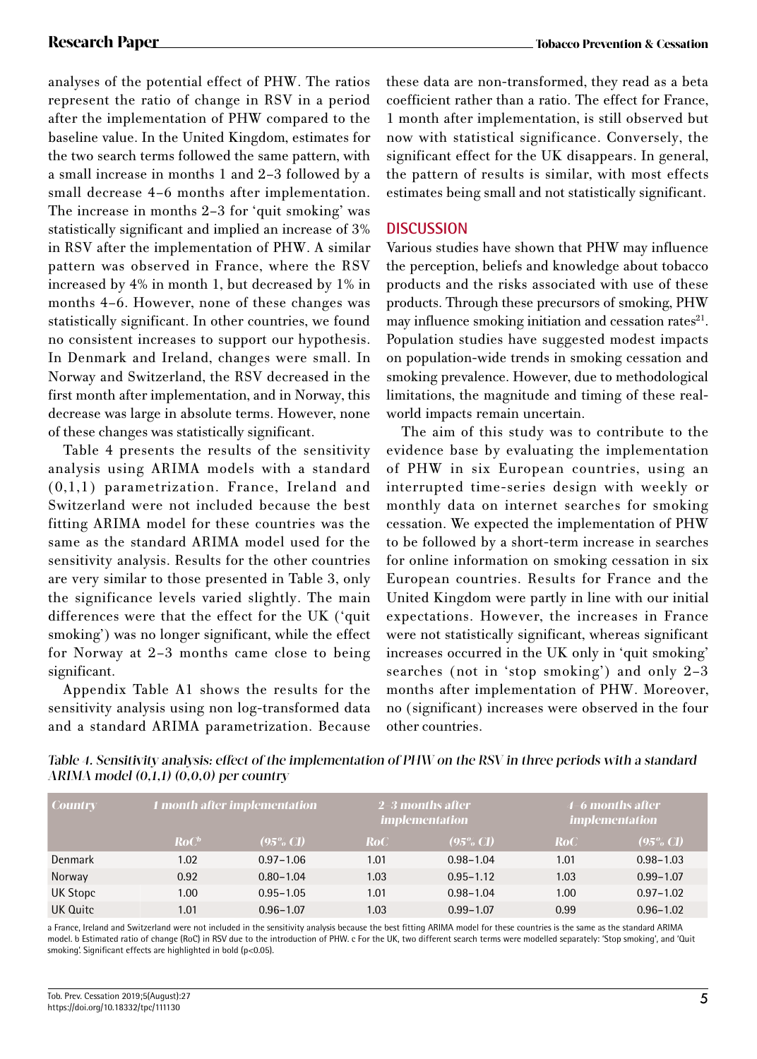analyses of the potential effect of PHW. The ratios represent the ratio of change in RSV in a period after the implementation of PHW compared to the baseline value. In the United Kingdom, estimates for the two search terms followed the same pattern, with a small increase in months 1 and 2–3 followed by a small decrease 4–6 months after implementation. The increase in months 2–3 for 'quit smoking' was statistically significant and implied an increase of 3% in RSV after the implementation of PHW. A similar pattern was observed in France, where the RSV increased by 4% in month 1, but decreased by 1% in months 4–6. However, none of these changes was statistically significant. In other countries, we found no consistent increases to support our hypothesis. In Denmark and Ireland, changes were small. In Norway and Switzerland, the RSV decreased in the first month after implementation, and in Norway, this decrease was large in absolute terms. However, none of these changes was statistically significant.

Table 4 presents the results of the sensitivity analysis using ARIMA models with a standard (0,1,1) parametrization. France, Ireland and Switzerland were not included because the best fitting ARIMA model for these countries was the same as the standard ARIMA model used for the sensitivity analysis. Results for the other countries are very similar to those presented in Table 3, only the significance levels varied slightly. The main differences were that the effect for the UK ('quit smoking') was no longer significant, while the effect for Norway at 2–3 months came close to being significant.

Appendix Table A1 shows the results for the sensitivity analysis using non log-transformed data and a standard ARIMA parametrization. Because these data are non-transformed, they read as a beta coefficient rather than a ratio. The effect for France, 1 month after implementation, is still observed but now with statistical significance. Conversely, the significant effect for the UK disappears. In general, the pattern of results is similar, with most effects estimates being small and not statistically significant.

## DISCUSSION

Various studies have shown that PHW may influence the perception, beliefs and knowledge about tobacco products and the risks associated with use of these products. Through these precursors of smoking, PHW may influence smoking initiation and cessation rates[21]. Population studies have suggested modest impacts on population-wide trends in smoking cessation and smoking prevalence. However, due to methodological limitations, the magnitude and timing of these real-world impacts remain uncertain.

The aim of this study was to contribute to the evidence base by evaluating the implementation of PHW in six European countries, using an interrupted time-series design with weekly or monthly data on internet searches for smoking cessation. We expected the implementation of PHW to be followed by a short-term increase in searches for online information on smoking cessation in six European countries. Results for France and the United Kingdom were partly in line with our initial expectations. However, the increases in France were not statistically significant, whereas significant increases occurred in the UK only in 'quit smoking' searches (not in 'stop smoking') and only 2–3 months after implementation of PHW. Moreover, no (significant) increases were observed in the four other countries.

*Table 4. Sensitivity analysis: effect of the implementation of PHW on the RSV in three periods with a standard ARIMA model (0,1,1) (0,0,0) per country*

| Country | 1 month after implementation | | 2–3 months after implementation | | 4–6 months after implementation | |
|---|---|---|---|---|---|---|
| | RoC[b] | (95% CI) | RoC | (95% CI) | RoC | (95% CI) |
| Denmark | 1.02 | 0.97–1.06 | 1.01 | 0.98–1.04 | 1.01 | 0.98–1.03 |
| Norway | 0.92 | 0.80–1.04 | 1.03 | 0.95–1.12 | 1.03 | 0.99–1.07 |
| UK Stopc | 1.00 | 0.95–1.05 | 1.01 | 0.98–1.04 | 1.00 | 0.97–1.02 |
| UK Quitc | 1.01 | 0.96–1.07 | 1.03 | 0.99–1.07 | 0.99 | 0.96–1.02 |

a France, Ireland and Switzerland were not included in the sensitivity analysis because the best fitting ARIMA model for these countries is the same as the standard ARIMA model. b Estimated ratio of change (RoC) in RSV due to the introduction of PHW. c For the UK, two different search terms were modelled separately: 'Stop smoking', and 'Quit smoking'. Significant effects are highlighted in bold (p<0.05).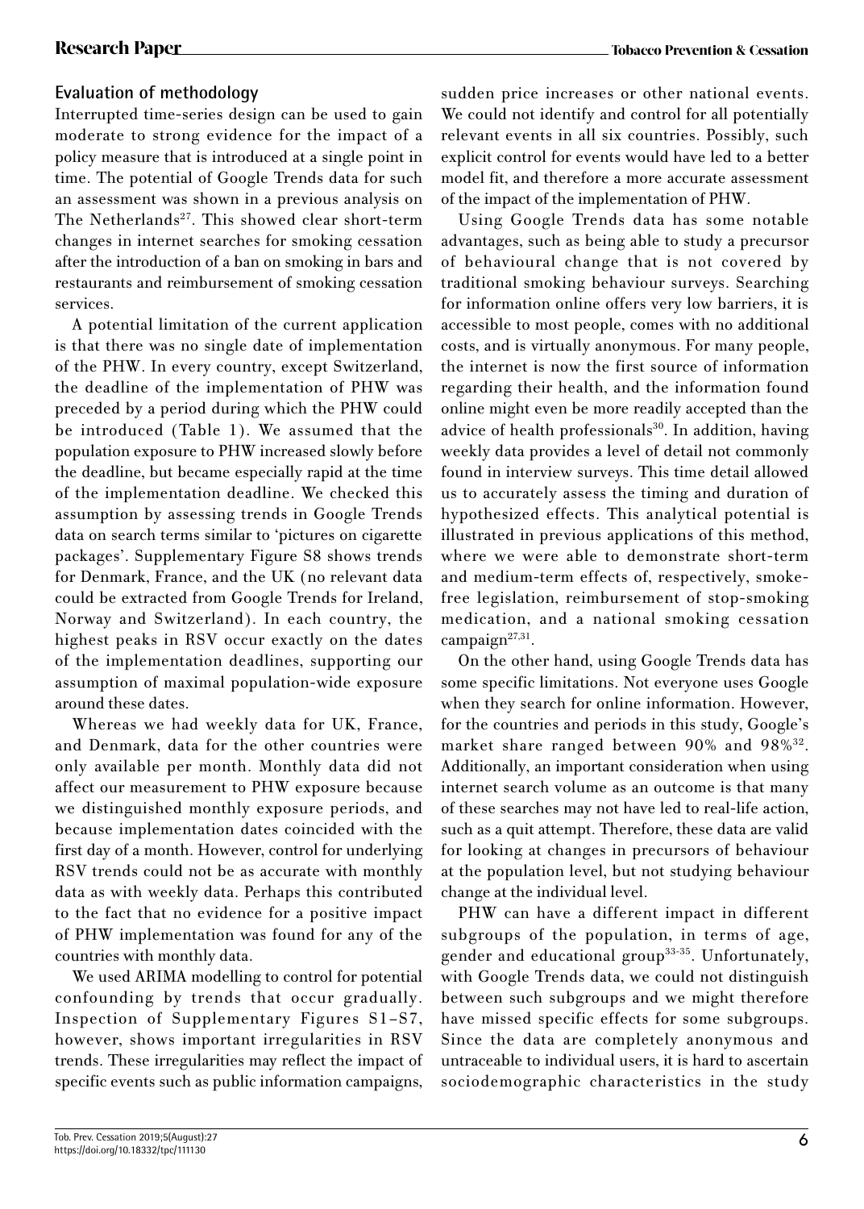## Evaluation of methodology

Interrupted time-series design can be used to gain moderate to strong evidence for the impact of a policy measure that is introduced at a single point in time. The potential of Google Trends data for such an assessment was shown in a previous analysis on The Netherlands[27]. This showed clear short-term changes in internet searches for smoking cessation after the introduction of a ban on smoking in bars and restaurants and reimbursement of smoking cessation services.

A potential limitation of the current application is that there was no single date of implementation of the PHW. In every country, except Switzerland, the deadline of the implementation of PHW was preceded by a period during which the PHW could be introduced (Table 1). We assumed that the population exposure to PHW increased slowly before the deadline, but became especially rapid at the time of the implementation deadline. We checked this assumption by assessing trends in Google Trends data on search terms similar to 'pictures on cigarette packages'. Supplementary Figure S8 shows trends for Denmark, France, and the UK (no relevant data could be extracted from Google Trends for Ireland, Norway and Switzerland). In each country, the highest peaks in RSV occur exactly on the dates of the implementation deadlines, supporting our assumption of maximal population-wide exposure around these dates.

Whereas we had weekly data for UK, France, and Denmark, data for the other countries were only available per month. Monthly data did not affect our measurement to PHW exposure because we distinguished monthly exposure periods, and because implementation dates coincided with the first day of a month. However, control for underlying RSV trends could not be as accurate with monthly data as with weekly data. Perhaps this contributed to the fact that no evidence for a positive impact of PHW implementation was found for any of the countries with monthly data.

We used ARIMA modelling to control for potential confounding by trends that occur gradually. Inspection of Supplementary Figures S1–S7, however, shows important irregularities in RSV trends. These irregularities may reflect the impact of specific events such as public information campaigns, sudden price increases or other national events. We could not identify and control for all potentially relevant events in all six countries. Possibly, such explicit control for events would have led to a better model fit, and therefore a more accurate assessment of the impact of the implementation of PHW.

Using Google Trends data has some notable advantages, such as being able to study a precursor of behavioural change that is not covered by traditional smoking behaviour surveys. Searching for information online offers very low barriers, it is accessible to most people, comes with no additional costs, and is virtually anonymous. For many people, the internet is now the first source of information regarding their health, and the information found online might even be more readily accepted than the advice of health professionals[30]. In addition, having weekly data provides a level of detail not commonly found in interview surveys. This time detail allowed us to accurately assess the timing and duration of hypothesized effects. This analytical potential is illustrated in previous applications of this method, where we were able to demonstrate short-term and medium-term effects of, respectively, smoke-free legislation, reimbursement of stop-smoking medication, and a national smoking cessation campaign[27,31].

On the other hand, using Google Trends data has some specific limitations. Not everyone uses Google when they search for online information. However, for the countries and periods in this study, Google's market share ranged between 90% and 98%[32]. Additionally, an important consideration when using internet search volume as an outcome is that many of these searches may not have led to real-life action, such as a quit attempt. Therefore, these data are valid for looking at changes in precursors of behaviour at the population level, but not studying behaviour change at the individual level.

PHW can have a different impact in different subgroups of the population, in terms of age, gender and educational group[33-35]. Unfortunately, with Google Trends data, we could not distinguish between such subgroups and we might therefore have missed specific effects for some subgroups. Since the data are completely anonymous and untraceable to individual users, it is hard to ascertain sociodemographic characteristics in the study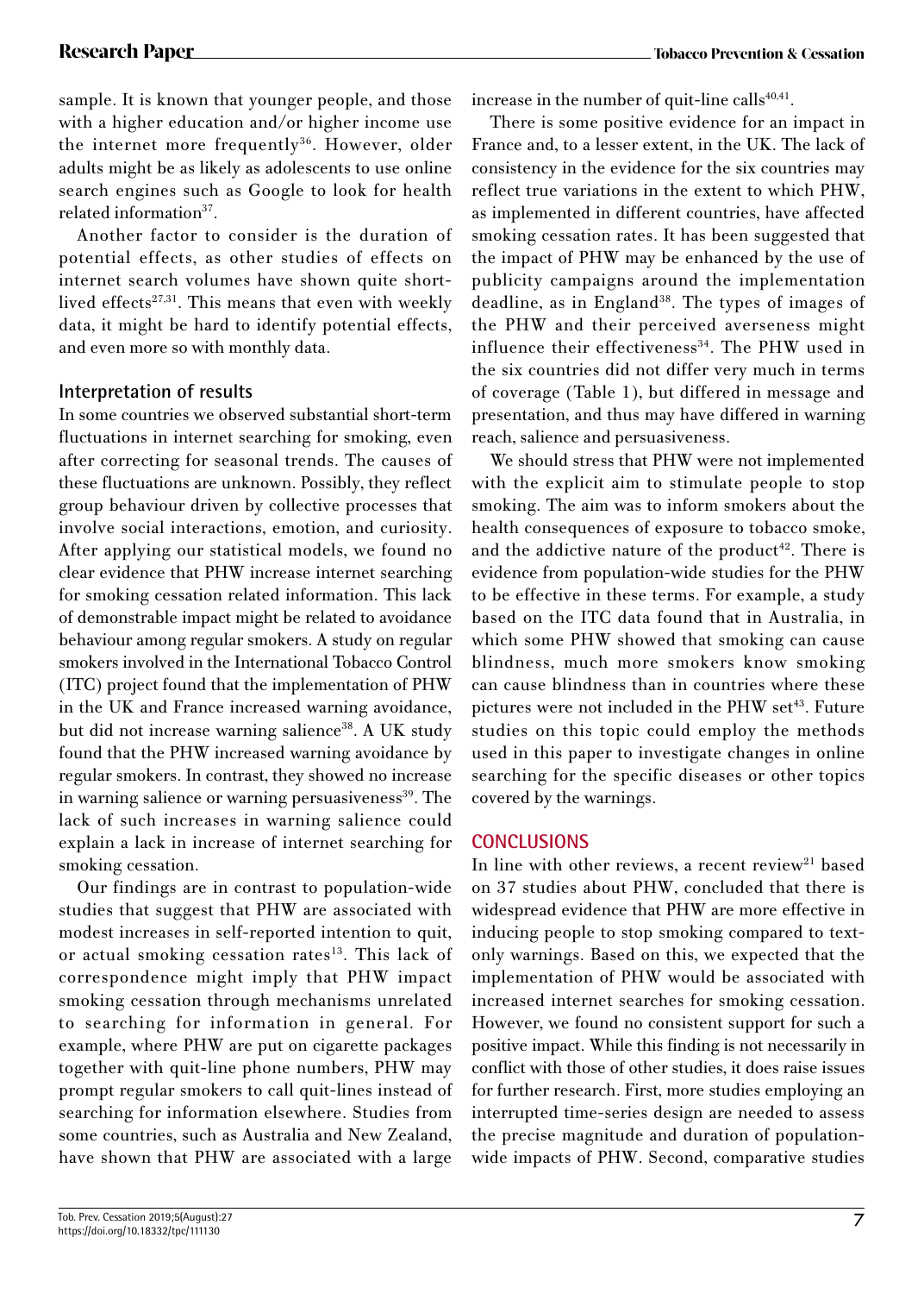sample. It is known that younger people, and those with a higher education and/or higher income use the internet more frequently[36]. However, older adults might be as likely as adolescents to use online search engines such as Google to look for health related information[37].

Another factor to consider is the duration of potential effects, as other studies of effects on internet search volumes have shown quite short-lived effects[27,31]. This means that even with weekly data, it might be hard to identify potential effects, and even more so with monthly data.

### Interpretation of results

In some countries we observed substantial short-term fluctuations in internet searching for smoking, even after correcting for seasonal trends. The causes of these fluctuations are unknown. Possibly, they reflect group behaviour driven by collective processes that involve social interactions, emotion, and curiosity. After applying our statistical models, we found no clear evidence that PHW increase internet searching for smoking cessation related information. This lack of demonstrable impact might be related to avoidance behaviour among regular smokers. A study on regular smokers involved in the International Tobacco Control (ITC) project found that the implementation of PHW in the UK and France increased warning avoidance, but did not increase warning salience[38]. A UK study found that the PHW increased warning avoidance by regular smokers. In contrast, they showed no increase in warning salience or warning persuasiveness[39]. The lack of such increases in warning salience could explain a lack in increase of internet searching for smoking cessation.

Our findings are in contrast to population-wide studies that suggest that PHW are associated with modest increases in self-reported intention to quit, or actual smoking cessation rates[13]. This lack of correspondence might imply that PHW impact smoking cessation through mechanisms unrelated to searching for information in general. For example, where PHW are put on cigarette packages together with quit-line phone numbers, PHW may prompt regular smokers to call quit-lines instead of searching for information elsewhere. Studies from some countries, such as Australia and New Zealand, have shown that PHW are associated with a large increase in the number of quit-line calls[40,41].

There is some positive evidence for an impact in France and, to a lesser extent, in the UK. The lack of consistency in the evidence for the six countries may reflect true variations in the extent to which PHW, as implemented in different countries, have affected smoking cessation rates. It has been suggested that the impact of PHW may be enhanced by the use of publicity campaigns around the implementation deadline, as in England[38]. The types of images of the PHW and their perceived averseness might influence their effectiveness[34]. The PHW used in the six countries did not differ very much in terms of coverage (Table 1), but differed in message and presentation, and thus may have differed in warning reach, salience and persuasiveness.

We should stress that PHW were not implemented with the explicit aim to stimulate people to stop smoking. The aim was to inform smokers about the health consequences of exposure to tobacco smoke, and the addictive nature of the product[42]. There is evidence from population-wide studies for the PHW to be effective in these terms. For example, a study based on the ITC data found that in Australia, in which some PHW showed that smoking can cause blindness, much more smokers know smoking can cause blindness than in countries where these pictures were not included in the PHW set[43]. Future studies on this topic could employ the methods used in this paper to investigate changes in online searching for the specific diseases or other topics covered by the warnings.

## CONCLUSIONS

In line with other reviews, a recent review[21] based on 37 studies about PHW, concluded that there is widespread evidence that PHW are more effective in inducing people to stop smoking compared to text-only warnings. Based on this, we expected that the implementation of PHW would be associated with increased internet searches for smoking cessation. However, we found no consistent support for such a positive impact. While this finding is not necessarily in conflict with those of other studies, it does raise issues for further research. First, more studies employing an interrupted time-series design are needed to assess the precise magnitude and duration of population-wide impacts of PHW. Second, comparative studies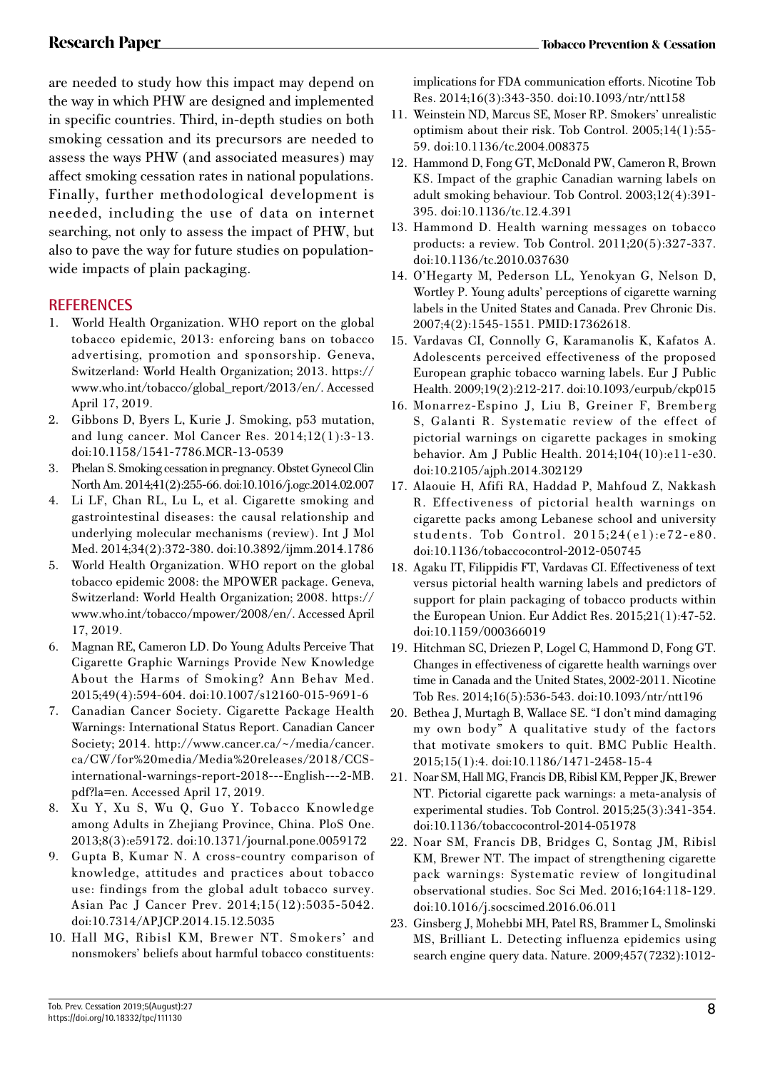are needed to study how this impact may depend on the way in which PHW are designed and implemented in specific countries. Third, in-depth studies on both smoking cessation and its precursors are needed to assess the ways PHW (and associated measures) may affect smoking cessation rates in national populations. Finally, further methodological development is needed, including the use of data on internet searching, not only to assess the impact of PHW, but also to pave the way for future studies on population-wide impacts of plain packaging.

## REFERENCES

1. World Health Organization. WHO report on the global tobacco epidemic, 2013: enforcing bans on tobacco advertising, promotion and sponsorship. Geneva, Switzerland: World Health Organization; 2013. https://www.who.int/tobacco/global_report/2013/en/. Accessed April 17, 2019.
2. Gibbons D, Byers L, Kurie J. Smoking, p53 mutation, and lung cancer. Mol Cancer Res. 2014;12(1):3-13. doi:10.1158/1541-7786.MCR-13-0539
3. Phelan S. Smoking cessation in pregnancy. Obstet Gynecol Clin North Am. 2014;41(2):255-66. doi:10.1016/j.ogc.2014.02.007
4. Li LF, Chan RL, Lu L, et al. Cigarette smoking and gastrointestinal diseases: the causal relationship and underlying molecular mechanisms (review). Int J Mol Med. 2014;34(2):372-380. doi:10.3892/ijmm.2014.1786
5. World Health Organization. WHO report on the global tobacco epidemic 2008: the MPOWER package. Geneva, Switzerland: World Health Organization; 2008. https://www.who.int/tobacco/mpower/2008/en/. Accessed April 17, 2019.
6. Magnan RE, Cameron LD. Do Young Adults Perceive That Cigarette Graphic Warnings Provide New Knowledge About the Harms of Smoking? Ann Behav Med. 2015;49(4):594-604. doi:10.1007/s12160-015-9691-6
7. Canadian Cancer Society. Cigarette Package Health Warnings: International Status Report. Canadian Cancer Society; 2014. http://www.cancer.ca/~/media/cancer.ca/CW/for%20media/Media%20releases/2018/CCS-international-warnings-report-2018---English---2-MB.pdf?la=en. Accessed April 17, 2019.
8. Xu Y, Xu S, Wu Q, Guo Y. Tobacco Knowledge among Adults in Zhejiang Province, China. PloS One. 2013;8(3):e59172. doi:10.1371/journal.pone.0059172
9. Gupta B, Kumar N. A cross-country comparison of knowledge, attitudes and practices about tobacco use: findings from the global adult tobacco survey. Asian Pac J Cancer Prev. 2014;15(12):5035-5042. doi:10.7314/APJCP.2014.15.12.5035
10. Hall MG, Ribisl KM, Brewer NT. Smokers' and nonsmokers' beliefs about harmful tobacco constituents: implications for FDA communication efforts. Nicotine Tob Res. 2014;16(3):343-350. doi:10.1093/ntr/ntt158
11. Weinstein ND, Marcus SE, Moser RP. Smokers' unrealistic optimism about their risk. Tob Control. 2005;14(1):55-59. doi:10.1136/tc.2004.008375
12. Hammond D, Fong GT, McDonald PW, Cameron R, Brown KS. Impact of the graphic Canadian warning labels on adult smoking behaviour. Tob Control. 2003;12(4):391-395. doi:10.1136/tc.12.4.391
13. Hammond D. Health warning messages on tobacco products: a review. Tob Control. 2011;20(5):327-337. doi:10.1136/tc.2010.037630
14. O'Hegarty M, Pederson LL, Yenokyan G, Nelson D, Wortley P. Young adults' perceptions of cigarette warning labels in the United States and Canada. Prev Chronic Dis. 2007;4(2):1545-1551. PMID:17362618.
15. Vardavas CI, Connolly G, Karamanolis K, Kafatos A. Adolescents perceived effectiveness of the proposed European graphic tobacco warning labels. Eur J Public Health. 2009;19(2):212-217. doi:10.1093/eurpub/ckp015
16. Monarrez-Espino J, Liu B, Greiner F, Bremberg S, Galanti R. Systematic review of the effect of pictorial warnings on cigarette packages in smoking behavior. Am J Public Health. 2014;104(10):e11-e30. doi:10.2105/ajph.2014.302129
17. Alaouie H, Afifi RA, Haddad P, Mahfoud Z, Nakkash R. Effectiveness of pictorial health warnings on cigarette packs among Lebanese school and university students. Tob Control. 2015;24(e1):e72-e80. doi:10.1136/tobaccocontrol-2012-050745
18. Agaku IT, Filippidis FT, Vardavas CI. Effectiveness of text versus pictorial health warning labels and predictors of support for plain packaging of tobacco products within the European Union. Eur Addict Res. 2015;21(1):47-52. doi:10.1159/000366019
19. Hitchman SC, Driezen P, Logel C, Hammond D, Fong GT. Changes in effectiveness of cigarette health warnings over time in Canada and the United States, 2002-2011. Nicotine Tob Res. 2014;16(5):536-543. doi:10.1093/ntr/ntt196
20. Bethea J, Murtagh B, Wallace SE. "I don't mind damaging my own body" A qualitative study of the factors that motivate smokers to quit. BMC Public Health. 2015;15(1):4. doi:10.1186/1471-2458-15-4
21. Noar SM, Hall MG, Francis DB, Ribisl KM, Pepper JK, Brewer NT. Pictorial cigarette pack warnings: a meta-analysis of experimental studies. Tob Control. 2015;25(3):341-354. doi:10.1136/tobaccocontrol-2014-051978
22. Noar SM, Francis DB, Bridges C, Sontag JM, Ribisl KM, Brewer NT. The impact of strengthening cigarette pack warnings: Systematic review of longitudinal observational studies. Soc Sci Med. 2016;164:118-129. doi:10.1016/j.socscimed.2016.06.011
23. Ginsberg J, Mohebbi MH, Patel RS, Brammer L, Smolinski MS, Brilliant L. Detecting influenza epidemics using search engine query data. Nature. 2009;457(7232):1012-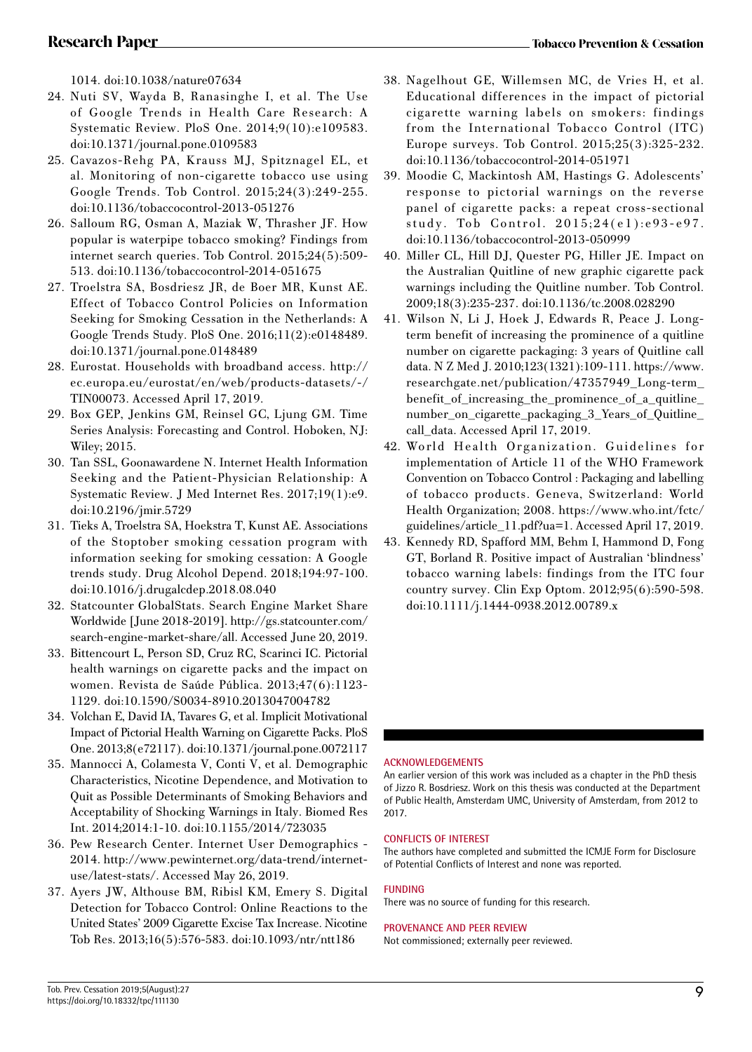1014. doi:10.1038/nature07634

24. Nuti SV, Wayda B, Ranasinghe I, et al. The Use of Google Trends in Health Care Research: A Systematic Review. PloS One. 2014;9(10):e109583. doi:10.1371/journal.pone.0109583
25. Cavazos-Rehg PA, Krauss MJ, Spitznagel EL, et al. Monitoring of non-cigarette tobacco use using Google Trends. Tob Control. 2015;24(3):249-255. doi:10.1136/tobaccocontrol-2013-051276
26. Salloum RG, Osman A, Maziak W, Thrasher JF. How popular is waterpipe tobacco smoking? Findings from internet search queries. Tob Control. 2015;24(5):509-513. doi:10.1136/tobaccocontrol-2014-051675
27. Troelstra SA, Bosdriesz JR, de Boer MR, Kunst AE. Effect of Tobacco Control Policies on Information Seeking for Smoking Cessation in the Netherlands: A Google Trends Study. PloS One. 2016;11(2):e0148489. doi:10.1371/journal.pone.0148489
28. Eurostat. Households with broadband access. http://ec.europa.eu/eurostat/en/web/products-datasets/-/TIN00073. Accessed April 17, 2019.
29. Box GEP, Jenkins GM, Reinsel GC, Ljung GM. Time Series Analysis: Forecasting and Control. Hoboken, NJ: Wiley; 2015.
30. Tan SSL, Goonawardene N. Internet Health Information Seeking and the Patient-Physician Relationship: A Systematic Review. J Med Internet Res. 2017;19(1):e9. doi:10.2196/jmir.5729
31. Tieks A, Troelstra SA, Hoekstra T, Kunst AE. Associations of the Stoptober smoking cessation program with information seeking for smoking cessation: A Google trends study. Drug Alcohol Depend. 2018;194:97-100. doi:10.1016/j.drugalcdep.2018.08.040
32. Statcounter GlobalStats. Search Engine Market Share Worldwide [June 2018-2019]. http://gs.statcounter.com/search-engine-market-share/all. Accessed June 20, 2019.
33. Bittencourt L, Person SD, Cruz RC, Scarinci IC. Pictorial health warnings on cigarette packs and the impact on women. Revista de Saúde Pública. 2013;47(6):1123-1129. doi:10.1590/S0034-8910.2013047004782
34. Volchan E, David IA, Tavares G, et al. Implicit Motivational Impact of Pictorial Health Warning on Cigarette Packs. PloS One. 2013;8(e72117). doi:10.1371/journal.pone.0072117
35. Mannocci A, Colamesta V, Conti V, et al. Demographic Characteristics, Nicotine Dependence, and Motivation to Quit as Possible Determinants of Smoking Behaviors and Acceptability of Shocking Warnings in Italy. Biomed Res Int. 2014;2014:1-10. doi:10.1155/2014/723035
36. Pew Research Center. Internet User Demographics - 2014. http://www.pewinternet.org/data-trend/internet-use/latest-stats/. Accessed May 26, 2019.
37. Ayers JW, Althouse BM, Ribisl KM, Emery S. Digital Detection for Tobacco Control: Online Reactions to the United States' 2009 Cigarette Excise Tax Increase. Nicotine Tob Res. 2013;16(5):576-583. doi:10.1093/ntr/ntt186
38. Nagelhout GE, Willemsen MC, de Vries H, et al. Educational differences in the impact of pictorial cigarette warning labels on smokers: findings from the International Tobacco Control (ITC) Europe surveys. Tob Control. 2015;25(3):325-232. doi:10.1136/tobaccocontrol-2014-051971
39. Moodie C, Mackintosh AM, Hastings G. Adolescents' response to pictorial warnings on the reverse panel of cigarette packs: a repeat cross-sectional study. Tob Control. 2015;24(e1):e93-e97. doi:10.1136/tobaccocontrol-2013-050999
40. Miller CL, Hill DJ, Quester PG, Hiller JE. Impact on the Australian Quitline of new graphic cigarette pack warnings including the Quitline number. Tob Control. 2009;18(3):235-237. doi:10.1136/tc.2008.028290
41. Wilson N, Li J, Hoek J, Edwards R, Peace J. Long-term benefit of increasing the prominence of a quitline number on cigarette packaging: 3 years of Quitline call data. N Z Med J. 2010;123(1321):109-111. https://www.researchgate.net/publication/47357949_Long-term_benefit_of_increasing_the_prominence_of_a_quitline_number_on_cigarette_packaging_3_Years_of_Quitline_call_data. Accessed April 17, 2019.
42. World Health Organization. Guidelines for implementation of Article 11 of the WHO Framework Convention on Tobacco Control : Packaging and labelling of tobacco products. Geneva, Switzerland: World Health Organization; 2008. https://www.who.int/fctc/guidelines/article_11.pdf?ua=1. Accessed April 17, 2019.
43. Kennedy RD, Spafford MM, Behm I, Hammond D, Fong GT, Borland R. Positive impact of Australian 'blindness' tobacco warning labels: findings from the ITC four country survey. Clin Exp Optom. 2012;95(6):590-598. doi:10.1111/j.1444-0938.2012.00789.x

## ACKNOWLEDGEMENTS

An earlier version of this work was included as a chapter in the PhD thesis of Jizzo R. Bosdriesz. Work on this thesis was conducted at the Department of Public Health, Amsterdam UMC, University of Amsterdam, from 2012 to 2017.

## CONFLICTS OF INTEREST

The authors have completed and submitted the ICMJE Form for Disclosure of Potential Conflicts of Interest and none was reported.

## FUNDING

There was no source of funding for this research.

## PROVENANCE AND PEER REVIEW

Not commissioned; externally peer reviewed.